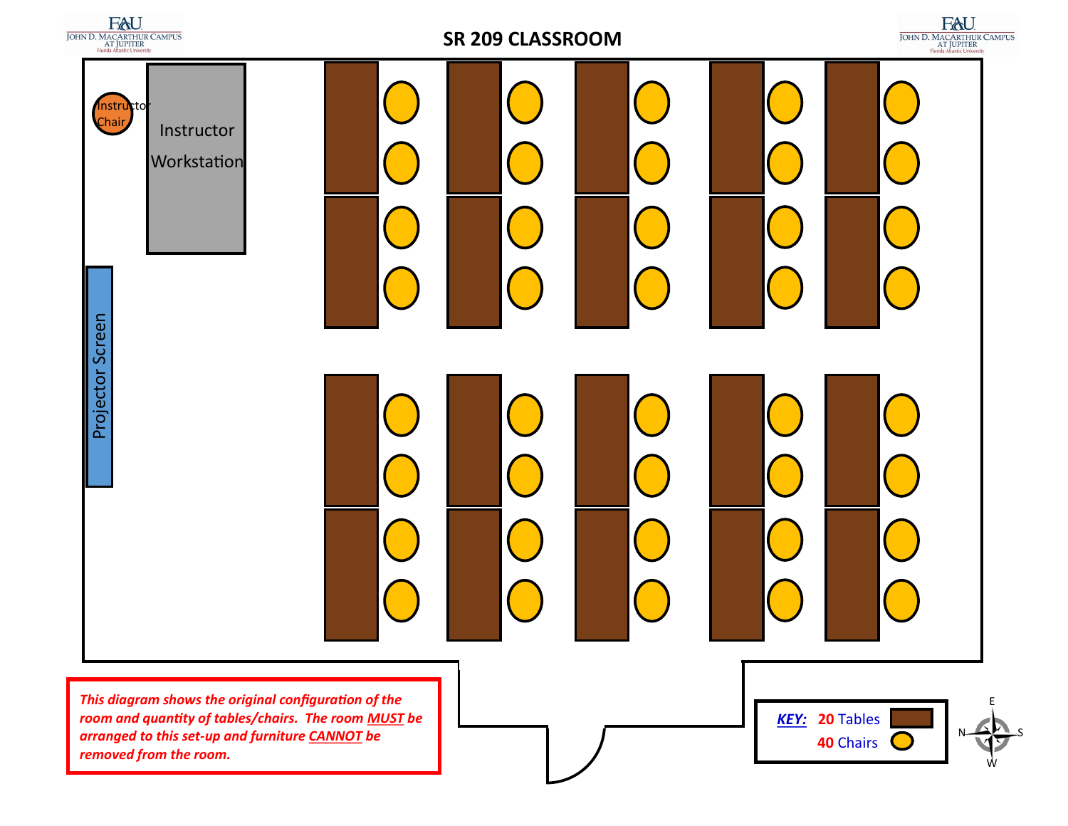FAU JOHN D. MACARTHUR CAMPUS AT JUPITER Florida Atlantic University

# SR 209 CLASSROOM

Instructor Chair

Instructor Workstation

Projector Screen

*This diagram shows the original configuration of the room and quantity of tables/chairs. The room **MUST** be arranged to this set-up and furniture **CANNOT** be removed from the room.*

**KEY:** **20** Tables, **40** Chairs

N E S W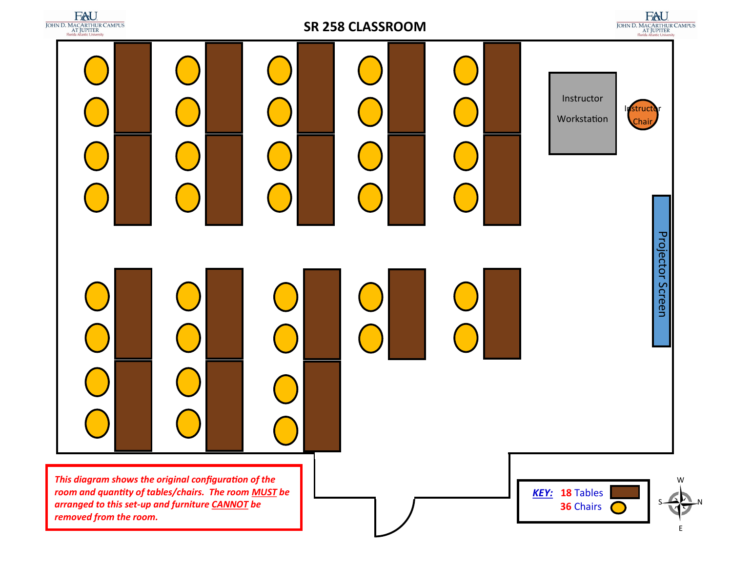# SR 258 CLASSROOM

Instructor Workstation

Instructor Chair

Projector Screen

***This diagram shows the original configuration of the room and quantity of tables/chairs. The room MUST be arranged to this set-up and furniture CANNOT be removed from the room.***

**KEY:** 18 Tables

36 Chairs

W

S N

E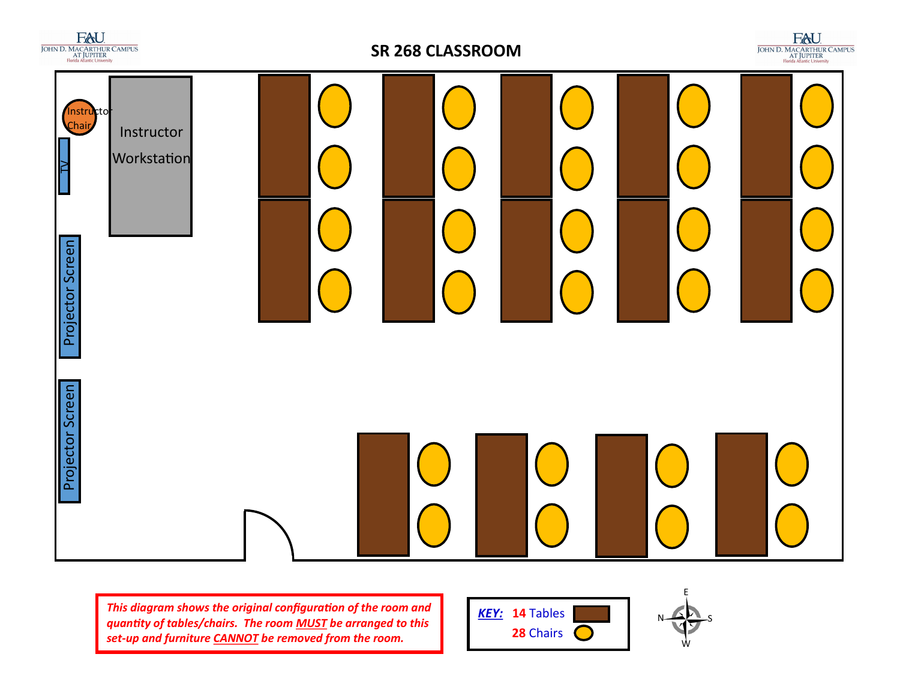# SR 268 CLASSROOM

Instructor Chair

Instructor Workstation

TV

Projector Screen

Projector Screen

***This diagram shows the original configuration of the room and quantity of tables/chairs. The room MUST be arranged to this set-up and furniture CANNOT be removed from the room.***

**KEY:** **14** Tables

**28** Chairs

E

N S

W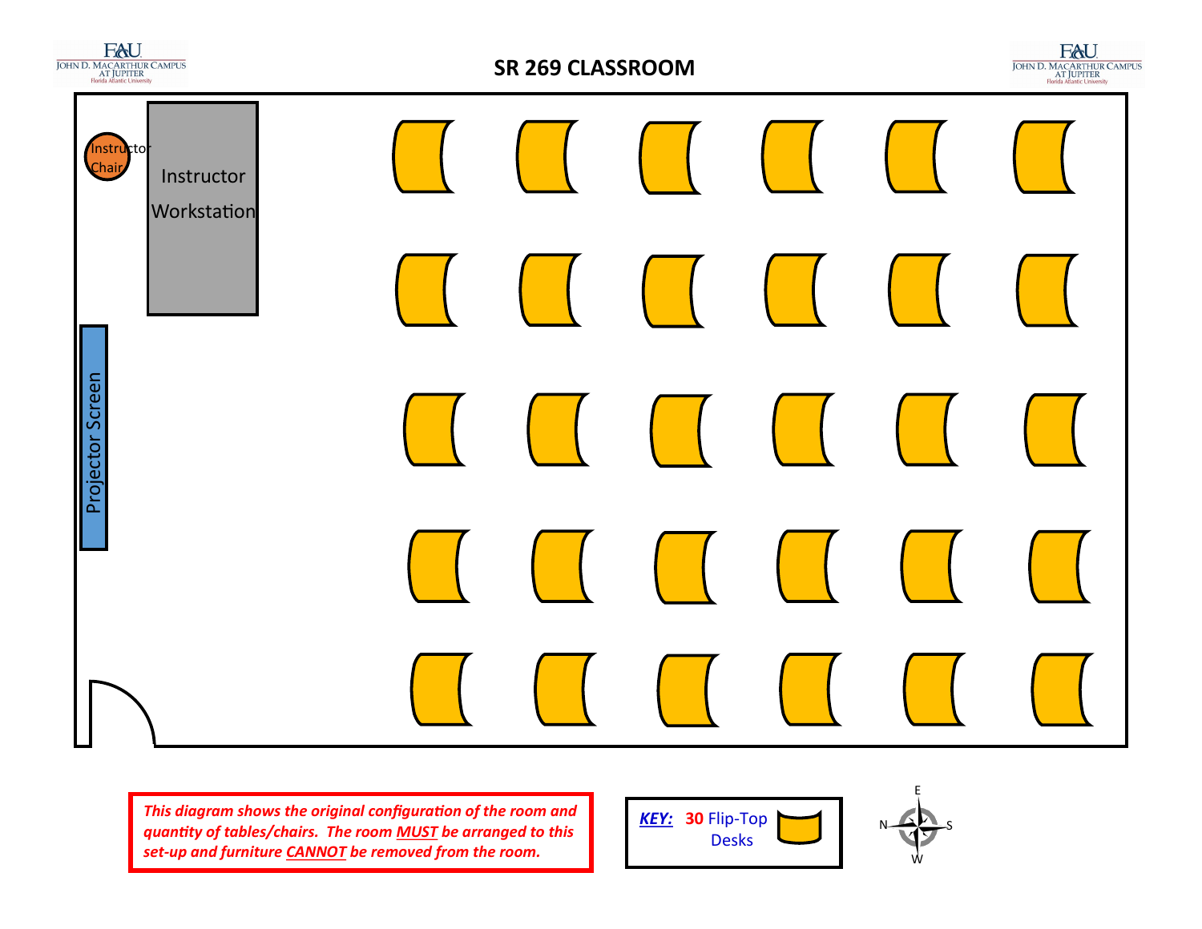# SR 269 CLASSROOM

Instructor Chair

Instructor Workstation

Projector Screen

***This diagram shows the original configuration of the room and quantity of tables/chairs. The room MUST be arranged to this set-up and furniture CANNOT be removed from the room.***

**KEY:** **30** Flip-Top Desks

E

N S

W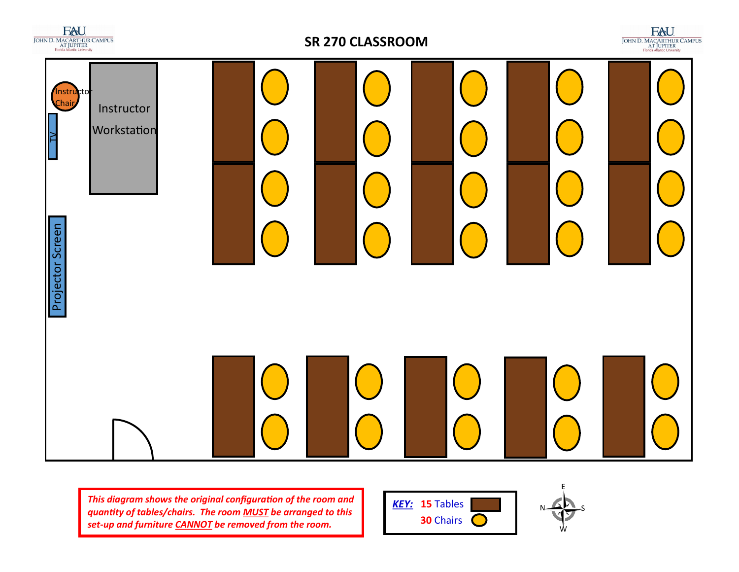# SR 270 CLASSROOM

Instructor Chair

Instructor Workstation

TV

Projector Screen

***This diagram shows the original configuration of the room and quantity of tables/chairs. The room MUST be arranged to this set-up and furniture CANNOT be removed from the room.***

**KEY:** **15** Tables
**30** Chairs

E
N S
W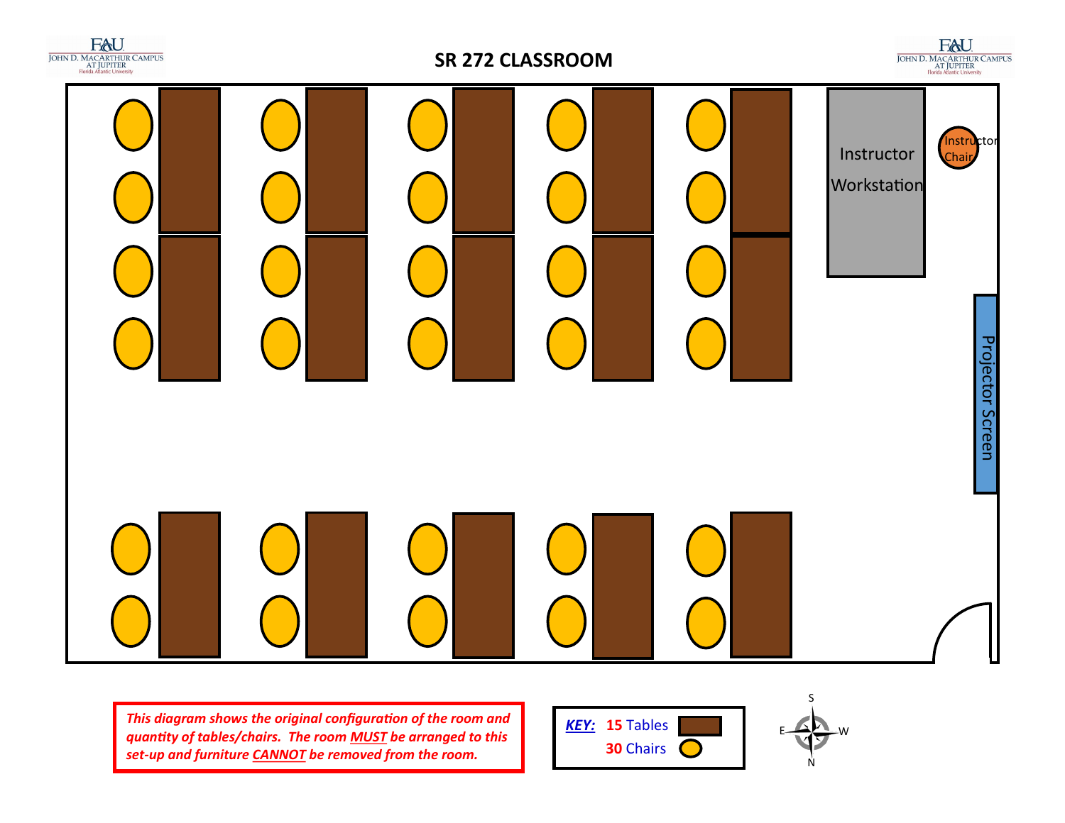# SR 272 CLASSROOM

Instructor Workstation

Instructor Chair

Projector Screen

***This diagram shows the original configuration of the room and quantity of tables/chairs. The room MUST be arranged to this set-up and furniture CANNOT be removed from the room.***

***KEY:*** **15** Tables **30** Chairs

S E W N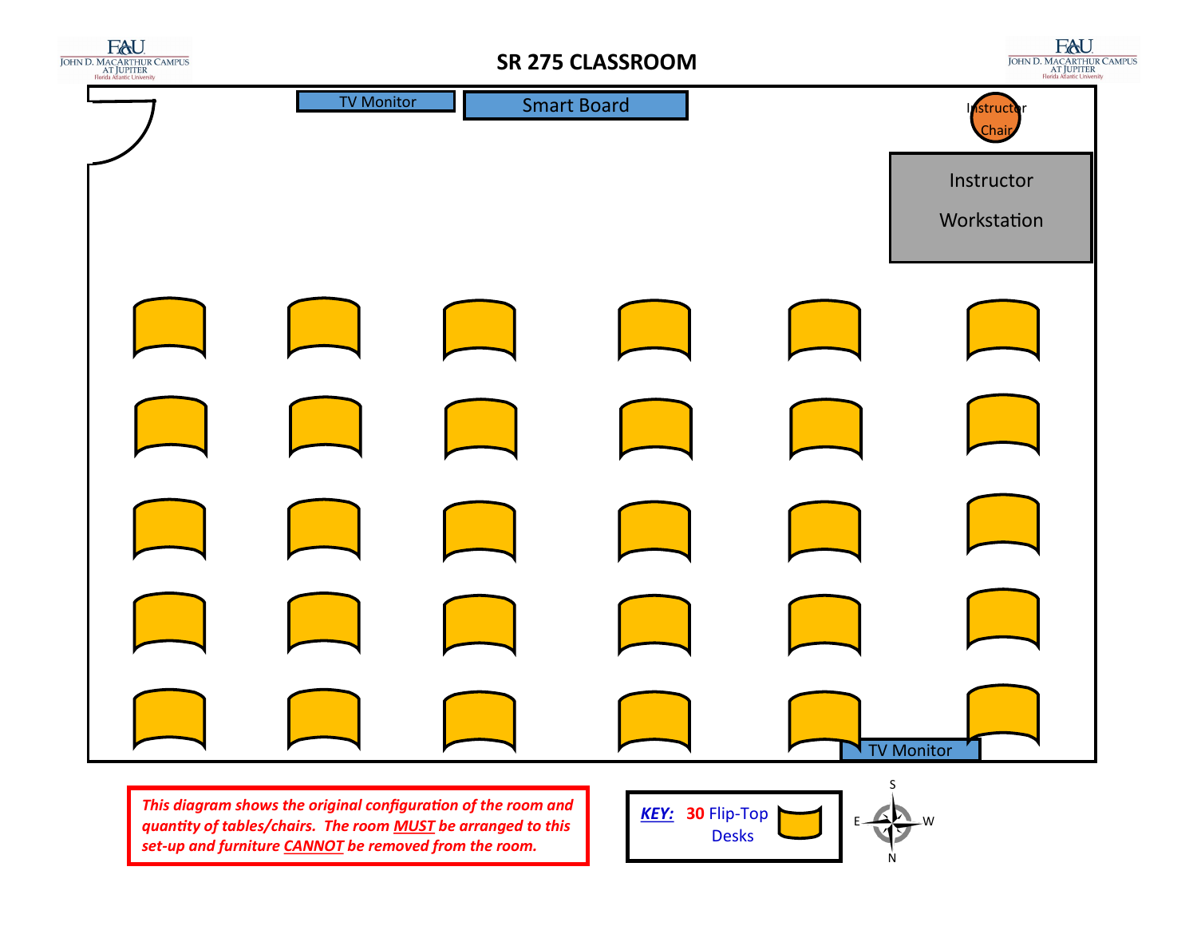# SR 275 CLASSROOM

TV Monitor

Smart Board

Instructor Chair

Instructor Workstation

TV Monitor

*This diagram shows the original configuration of the room and quantity of tables/chairs. The room MUST be arranged to this set-up and furniture CANNOT be removed from the room.*

**KEY:** **30** Flip-Top Desks

S
E W
N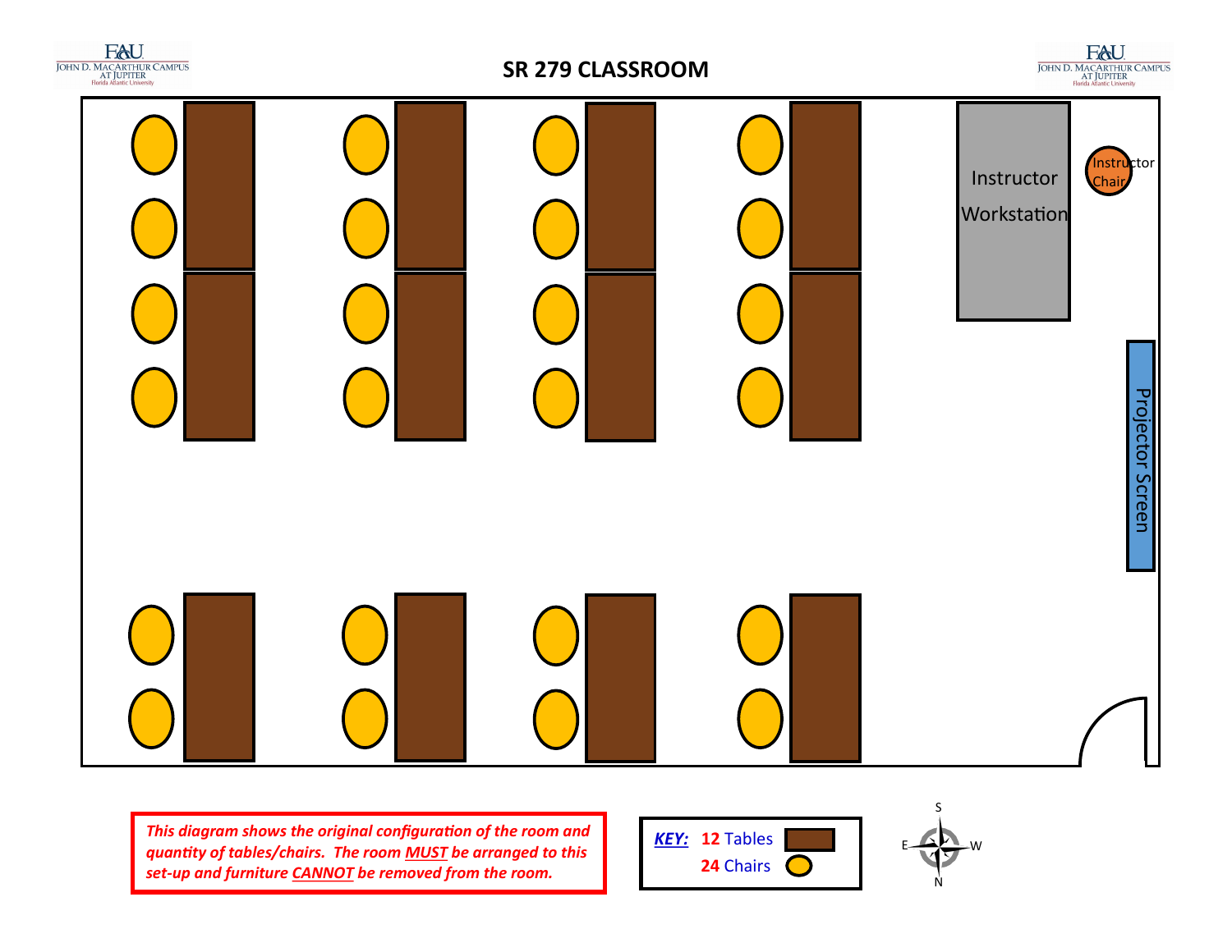# SR 279 CLASSROOM

Instructor Workstation

Instructor Chair

Projector Screen

***This diagram shows the original configuration of the room and quantity of tables/chairs. The room MUST be arranged to this set-up and furniture CANNOT be removed from the room.***

**KEY:** **12** Tables
**24** Chairs

S
E W
N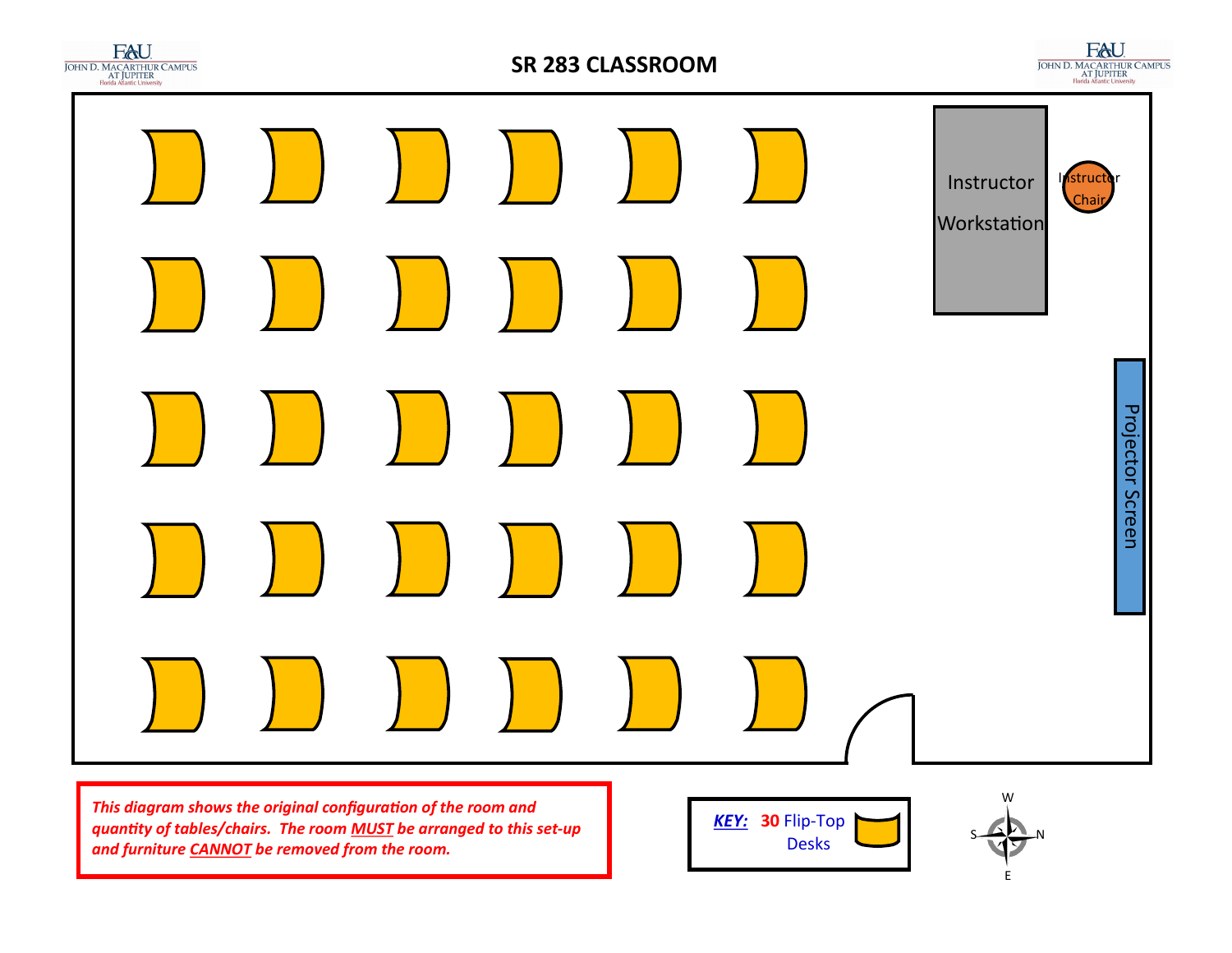# SR 283 CLASSROOM

Instructor Workstation

Instructor Chair

Projector Screen

***This diagram shows the original configuration of the room and quantity of tables/chairs. The room MUST be arranged to this set-up and furniture CANNOT be removed from the room.***

**KEY:** **30** Flip-Top Desks

W

S N

E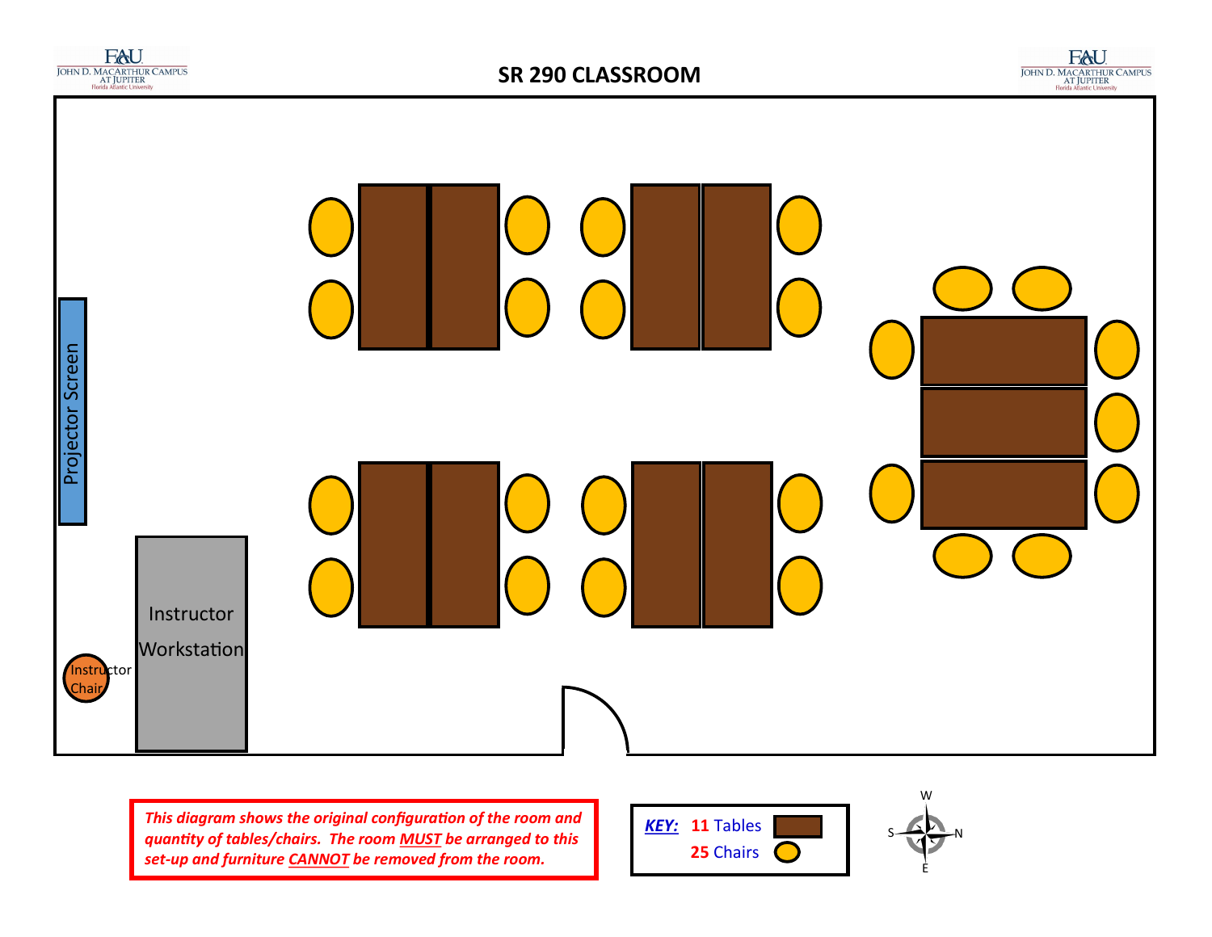FAU JOHN D. MACARTHUR CAMPUS AT JUPITER Florida Atlantic University

# SR 290 CLASSROOM

Projector Screen

Instructor Workstation

Instructor Chair

*This diagram shows the original configuration of the room and quantity of tables/chairs. The room MUST be arranged to this set-up and furniture CANNOT be removed from the room.*

***KEY:*** **11** Tables

**25** Chairs

W

S N

E